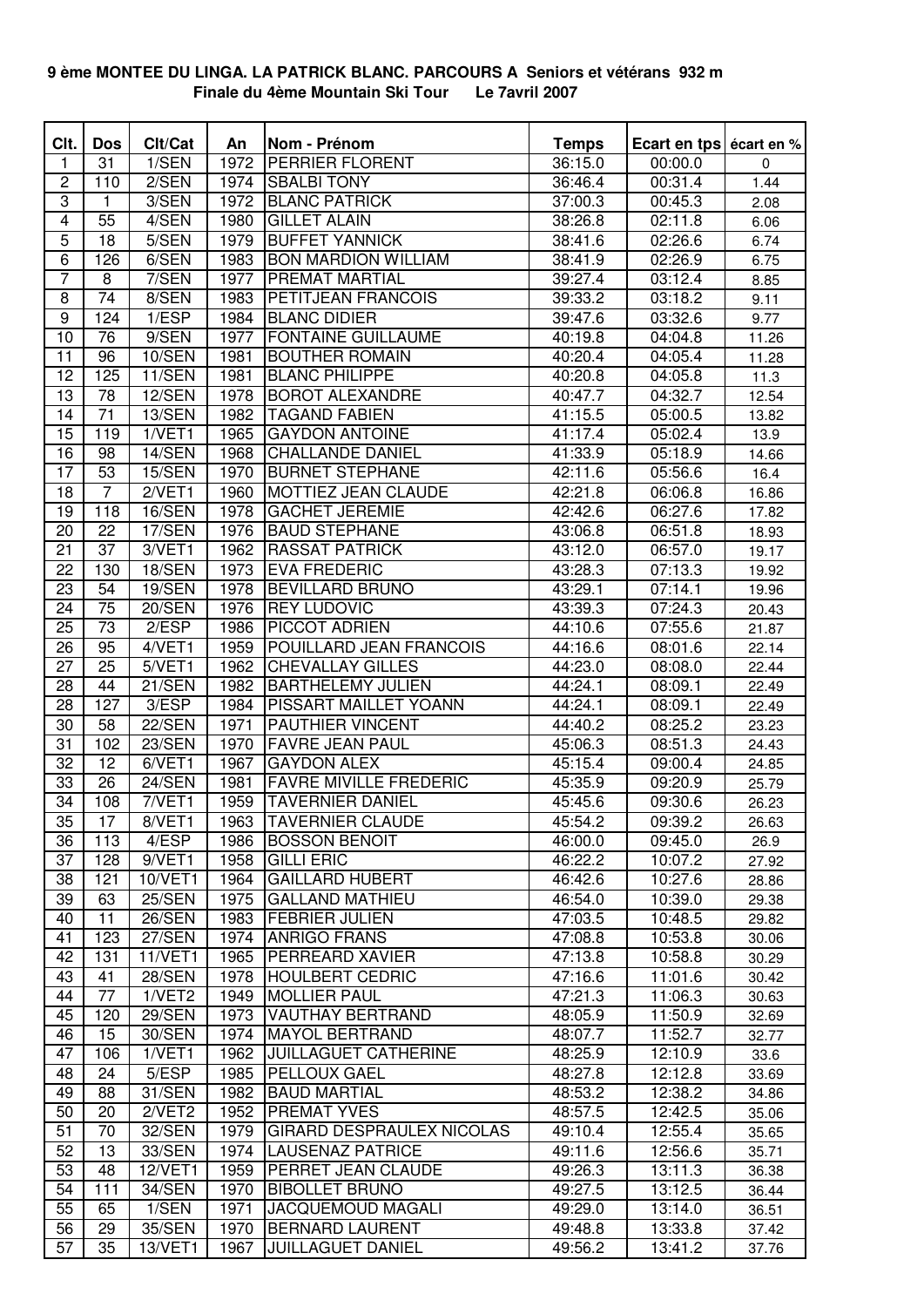**9 ème MONTEE DU LINGA. LA PATRICK BLANC. PARCOURS A Seniors et vétérans 932 m**

**Finale du 4ème Mountain Ski Tour Le 7avril 2007**

| Clt. | Dos | Clt/Cat | An | Nom - Prénom | Temps | Ecart en tps | écart en % |
|---|---|---|---|---|---|---|---|
| 1 | 31 | 1/SEN | 1972 | PERRIER FLORENT | 36:15.0 | 00:00.0 | 0 |
| 2 | 110 | 2/SEN | 1974 | SBALBI TONY | 36:46.4 | 00:31.4 | 1.44 |
| 3 | 1 | 3/SEN | 1972 | BLANC PATRICK | 37:00.3 | 00:45.3 | 2.08 |
| 4 | 55 | 4/SEN | 1980 | GILLET ALAIN | 38:26.8 | 02:11.8 | 6.06 |
| 5 | 18 | 5/SEN | 1979 | BUFFET YANNICK | 38:41.6 | 02:26.6 | 6.74 |
| 6 | 126 | 6/SEN | 1983 | BON MARDION WILLIAM | 38:41.9 | 02:26.9 | 6.75 |
| 7 | 8 | 7/SEN | 1977 | PREMAT MARTIAL | 39:27.4 | 03:12.4 | 8.85 |
| 8 | 74 | 8/SEN | 1983 | PETITJEAN FRANCOIS | 39:33.2 | 03:18.2 | 9.11 |
| 9 | 124 | 1/ESP | 1984 | BLANC DIDIER | 39:47.6 | 03:32.6 | 9.77 |
| 10 | 76 | 9/SEN | 1977 | FONTAINE GUILLAUME | 40:19.8 | 04:04.8 | 11.26 |
| 11 | 96 | 10/SEN | 1981 | BOUTHER ROMAIN | 40:20.4 | 04:05.4 | 11.28 |
| 12 | 125 | 11/SEN | 1981 | BLANC PHILIPPE | 40:20.8 | 04:05.8 | 11.3 |
| 13 | 78 | 12/SEN | 1978 | BOROT ALEXANDRE | 40:47.7 | 04:32.7 | 12.54 |
| 14 | 71 | 13/SEN | 1982 | TAGAND FABIEN | 41:15.5 | 05:00.5 | 13.82 |
| 15 | 119 | 1/VET1 | 1965 | GAYDON ANTOINE | 41:17.4 | 05:02.4 | 13.9 |
| 16 | 98 | 14/SEN | 1968 | CHALLANDE DANIEL | 41:33.9 | 05:18.9 | 14.66 |
| 17 | 53 | 15/SEN | 1970 | BURNET STEPHANE | 42:11.6 | 05:56.6 | 16.4 |
| 18 | 7 | 2/VET1 | 1960 | MOTTIEZ JEAN CLAUDE | 42:21.8 | 06:06.8 | 16.86 |
| 19 | 118 | 16/SEN | 1978 | GACHET JEREMIE | 42:42.6 | 06:27.6 | 17.82 |
| 20 | 22 | 17/SEN | 1976 | BAUD STEPHANE | 43:06.8 | 06:51.8 | 18.93 |
| 21 | 37 | 3/VET1 | 1962 | RASSAT PATRICK | 43:12.0 | 06:57.0 | 19.17 |
| 22 | 130 | 18/SEN | 1973 | EVA FREDERIC | 43:28.3 | 07:13.3 | 19.92 |
| 23 | 54 | 19/SEN | 1978 | BEVILLARD BRUNO | 43:29.1 | 07:14.1 | 19.96 |
| 24 | 75 | 20/SEN | 1976 | REY LUDOVIC | 43:39.3 | 07:24.3 | 20.43 |
| 25 | 73 | 2/ESP | 1986 | PICCOT ADRIEN | 44:10.6 | 07:55.6 | 21.87 |
| 26 | 95 | 4/VET1 | 1959 | POUILLARD JEAN FRANCOIS | 44:16.6 | 08:01.6 | 22.14 |
| 27 | 25 | 5/VET1 | 1962 | CHEVALLAY GILLES | 44:23.0 | 08:08.0 | 22.44 |
| 28 | 44 | 21/SEN | 1982 | BARTHELEMY JULIEN | 44:24.1 | 08:09.1 | 22.49 |
| 28 | 127 | 3/ESP | 1984 | PISSART MAILLET YOANN | 44:24.1 | 08:09.1 | 22.49 |
| 30 | 58 | 22/SEN | 1971 | PAUTHIER VINCENT | 44:40.2 | 08:25.2 | 23.23 |
| 31 | 102 | 23/SEN | 1970 | FAVRE JEAN PAUL | 45:06.3 | 08:51.3 | 24.43 |
| 32 | 12 | 6/VET1 | 1967 | GAYDON ALEX | 45:15.4 | 09:00.4 | 24.85 |
| 33 | 26 | 24/SEN | 1981 | FAVRE MIVILLE FREDERIC | 45:35.9 | 09:20.9 | 25.79 |
| 34 | 108 | 7/VET1 | 1959 | TAVERNIER DANIEL | 45:45.6 | 09:30.6 | 26.23 |
| 35 | 17 | 8/VET1 | 1963 | TAVERNIER CLAUDE | 45:54.2 | 09:39.2 | 26.63 |
| 36 | 113 | 4/ESP | 1986 | BOSSON BENOIT | 46:00.0 | 09:45.0 | 26.9 |
| 37 | 128 | 9/VET1 | 1958 | GILLI ERIC | 46:22.2 | 10:07.2 | 27.92 |
| 38 | 121 | 10/VET1 | 1964 | GAILLARD HUBERT | 46:42.6 | 10:27.6 | 28.86 |
| 39 | 63 | 25/SEN | 1975 | GALLAND MATHIEU | 46:54.0 | 10:39.0 | 29.38 |
| 40 | 11 | 26/SEN | 1983 | FEBRIER JULIEN | 47:03.5 | 10:48.5 | 29.82 |
| 41 | 123 | 27/SEN | 1974 | ANRIGO FRANS | 47:08.8 | 10:53.8 | 30.06 |
| 42 | 131 | 11/VET1 | 1965 | PERREARD XAVIER | 47:13.8 | 10:58.8 | 30.29 |
| 43 | 41 | 28/SEN | 1978 | HOULBERT CEDRIC | 47:16.6 | 11:01.6 | 30.42 |
| 44 | 77 | 1/VET2 | 1949 | MOLLIER PAUL | 47:21.3 | 11:06.3 | 30.63 |
| 45 | 120 | 29/SEN | 1973 | VAUTHAY BERTRAND | 48:05.9 | 11:50.9 | 32.69 |
| 46 | 15 | 30/SEN | 1974 | MAYOL BERTRAND | 48:07.7 | 11:52.7 | 32.77 |
| 47 | 106 | 1/VET1 | 1962 | JUILLAGUET CATHERINE | 48:25.9 | 12:10.9 | 33.6 |
| 48 | 24 | 5/ESP | 1985 | PELLOUX GAEL | 48:27.8 | 12:12.8 | 33.69 |
| 49 | 88 | 31/SEN | 1982 | BAUD MARTIAL | 48:53.2 | 12:38.2 | 34.86 |
| 50 | 20 | 2/VET2 | 1952 | PREMAT YVES | 48:57.5 | 12:42.5 | 35.06 |
| 51 | 70 | 32/SEN | 1979 | GIRARD DESPRAULEX NICOLAS | 49:10.4 | 12:55.4 | 35.65 |
| 52 | 13 | 33/SEN | 1974 | LAUSENAZ PATRICE | 49:11.6 | 12:56.6 | 35.71 |
| 53 | 48 | 12/VET1 | 1959 | PERRET JEAN CLAUDE | 49:26.3 | 13:11.3 | 36.38 |
| 54 | 111 | 34/SEN | 1970 | BIBOLLET BRUNO | 49:27.5 | 13:12.5 | 36.44 |
| 55 | 65 | 1/SEN | 1971 | JACQUEMOUD MAGALI | 49:29.0 | 13:14.0 | 36.51 |
| 56 | 29 | 35/SEN | 1970 | BERNARD LAURENT | 49:48.8 | 13:33.8 | 37.42 |
| 57 | 35 | 13/VET1 | 1967 | JUILLAGUET DANIEL | 49:56.2 | 13:41.2 | 37.76 |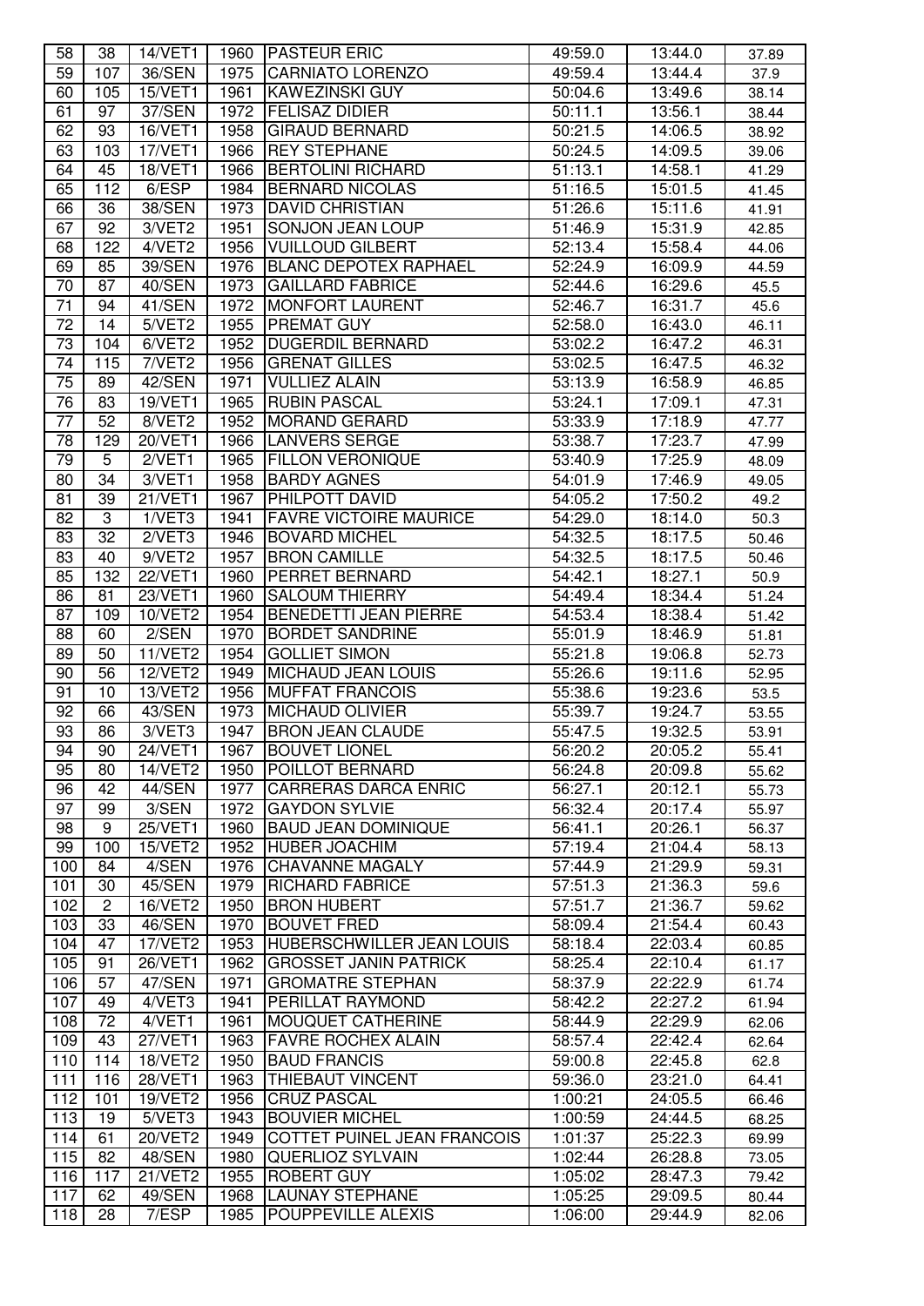| | | | | | | | |
|---|---|---|---|---|---|---|---|
| 58 | 38 | 14/VET1 | 1960 | PASTEUR ERIC | 49:59.0 | 13:44.0 | 37.89 |
| 59 | 107 | 36/SEN | 1975 | CARNIATO LORENZO | 49:59.4 | 13:44.4 | 37.9 |
| 60 | 105 | 15/VET1 | 1961 | KAWEZINSKI GUY | 50:04.6 | 13:49.6 | 38.14 |
| 61 | 97 | 37/SEN | 1972 | FELISAZ DIDIER | 50:11.1 | 13:56.1 | 38.44 |
| 62 | 93 | 16/VET1 | 1958 | GIRAUD BERNARD | 50:21.5 | 14:06.5 | 38.92 |
| 63 | 103 | 17/VET1 | 1966 | REY STEPHANE | 50:24.5 | 14:09.5 | 39.06 |
| 64 | 45 | 18/VET1 | 1966 | BERTOLINI RICHARD | 51:13.1 | 14:58.1 | 41.29 |
| 65 | 112 | 6/ESP | 1984 | BERNARD NICOLAS | 51:16.5 | 15:01.5 | 41.45 |
| 66 | 36 | 38/SEN | 1973 | DAVID CHRISTIAN | 51:26.6 | 15:11.6 | 41.91 |
| 67 | 92 | 3/VET2 | 1951 | SONJON JEAN LOUP | 51:46.9 | 15:31.9 | 42.85 |
| 68 | 122 | 4/VET2 | 1956 | VUILLOUD GILBERT | 52:13.4 | 15:58.4 | 44.06 |
| 69 | 85 | 39/SEN | 1976 | BLANC DEPOTEX RAPHAEL | 52:24.9 | 16:09.9 | 44.59 |
| 70 | 87 | 40/SEN | 1973 | GAILLARD FABRICE | 52:44.6 | 16:29.6 | 45.5 |
| 71 | 94 | 41/SEN | 1972 | MONFORT LAURENT | 52:46.7 | 16:31.7 | 45.6 |
| 72 | 14 | 5/VET2 | 1955 | PREMAT GUY | 52:58.0 | 16:43.0 | 46.11 |
| 73 | 104 | 6/VET2 | 1952 | DUGERDIL BERNARD | 53:02.2 | 16:47.2 | 46.31 |
| 74 | 115 | 7/VET2 | 1956 | GRENAT GILLES | 53:02.5 | 16:47.5 | 46.32 |
| 75 | 89 | 42/SEN | 1971 | VULLIEZ ALAIN | 53:13.9 | 16:58.9 | 46.85 |
| 76 | 83 | 19/VET1 | 1965 | RUBIN PASCAL | 53:24.1 | 17:09.1 | 47.31 |
| 77 | 52 | 8/VET2 | 1952 | MORAND GERARD | 53:33.9 | 17:18.9 | 47.77 |
| 78 | 129 | 20/VET1 | 1966 | LANVERS SERGE | 53:38.7 | 17:23.7 | 47.99 |
| 79 | 5 | 2/VET1 | 1965 | FILLON VERONIQUE | 53:40.9 | 17:25.9 | 48.09 |
| 80 | 34 | 3/VET1 | 1958 | BARDY AGNES | 54:01.9 | 17:46.9 | 49.05 |
| 81 | 39 | 21/VET1 | 1967 | PHILPOTT DAVID | 54:05.2 | 17:50.2 | 49.2 |
| 82 | 3 | 1/VET3 | 1941 | FAVRE VICTOIRE MAURICE | 54:29.0 | 18:14.0 | 50.3 |
| 83 | 32 | 2/VET3 | 1946 | BOVARD MICHEL | 54:32.5 | 18:17.5 | 50.46 |
| 83 | 40 | 9/VET2 | 1957 | BRON CAMILLE | 54:32.5 | 18:17.5 | 50.46 |
| 85 | 132 | 22/VET1 | 1960 | PERRET BERNARD | 54:42.1 | 18:27.1 | 50.9 |
| 86 | 81 | 23/VET1 | 1960 | SALOUM THIERRY | 54:49.4 | 18:34.4 | 51.24 |
| 87 | 109 | 10/VET2 | 1954 | BENEDETTI JEAN PIERRE | 54:53.4 | 18:38.4 | 51.42 |
| 88 | 60 | 2/SEN | 1970 | BORDET SANDRINE | 55:01.9 | 18:46.9 | 51.81 |
| 89 | 50 | 11/VET2 | 1954 | GOLLIET SIMON | 55:21.8 | 19:06.8 | 52.73 |
| 90 | 56 | 12/VET2 | 1949 | MICHAUD JEAN LOUIS | 55:26.6 | 19:11.6 | 52.95 |
| 91 | 10 | 13/VET2 | 1956 | MUFFAT FRANCOIS | 55:38.6 | 19:23.6 | 53.5 |
| 92 | 66 | 43/SEN | 1973 | MICHAUD OLIVIER | 55:39.7 | 19:24.7 | 53.55 |
| 93 | 86 | 3/VET3 | 1947 | BRON JEAN CLAUDE | 55:47.5 | 19:32.5 | 53.91 |
| 94 | 90 | 24/VET1 | 1967 | BOUVET LIONEL | 56:20.2 | 20:05.2 | 55.41 |
| 95 | 80 | 14/VET2 | 1950 | POILLOT BERNARD | 56:24.8 | 20:09.8 | 55.62 |
| 96 | 42 | 44/SEN | 1977 | CARRERAS DARCA ENRIC | 56:27.1 | 20:12.1 | 55.73 |
| 97 | 99 | 3/SEN | 1972 | GAYDON SYLVIE | 56:32.4 | 20:17.4 | 55.97 |
| 98 | 9 | 25/VET1 | 1960 | BAUD JEAN DOMINIQUE | 56:41.1 | 20:26.1 | 56.37 |
| 99 | 100 | 15/VET2 | 1952 | HUBER JOACHIM | 57:19.4 | 21:04.4 | 58.13 |
| 100 | 84 | 4/SEN | 1976 | CHAVANNE MAGALY | 57:44.9 | 21:29.9 | 59.31 |
| 101 | 30 | 45/SEN | 1979 | RICHARD FABRICE | 57:51.3 | 21:36.3 | 59.6 |
| 102 | 2 | 16/VET2 | 1950 | BRON HUBERT | 57:51.7 | 21:36.7 | 59.62 |
| 103 | 33 | 46/SEN | 1970 | BOUVET FRED | 58:09.4 | 21:54.4 | 60.43 |
| 104 | 47 | 17/VET2 | 1953 | HUBERSCHWILLER JEAN LOUIS | 58:18.4 | 22:03.4 | 60.85 |
| 105 | 91 | 26/VET1 | 1962 | GROSSET JANIN PATRICK | 58:25.4 | 22:10.4 | 61.17 |
| 106 | 57 | 47/SEN | 1971 | GROMATRE STEPHAN | 58:37.9 | 22:22.9 | 61.74 |
| 107 | 49 | 4/VET3 | 1941 | PERILLAT RAYMOND | 58:42.2 | 22:27.2 | 61.94 |
| 108 | 72 | 4/VET1 | 1961 | MOUQUET CATHERINE | 58:44.9 | 22:29.9 | 62.06 |
| 109 | 43 | 27/VET1 | 1963 | FAVRE ROCHEX ALAIN | 58:57.4 | 22:42.4 | 62.64 |
| 110 | 114 | 18/VET2 | 1950 | BAUD FRANCIS | 59:00.8 | 22:45.8 | 62.8 |
| 111 | 116 | 28/VET1 | 1963 | THIEBAUT VINCENT | 59:36.0 | 23:21.0 | 64.41 |
| 112 | 101 | 19/VET2 | 1956 | CRUZ PASCAL | 1:00:21 | 24:05.5 | 66.46 |
| 113 | 19 | 5/VET3 | 1943 | BOUVIER MICHEL | 1:00:59 | 24:44.5 | 68.25 |
| 114 | 61 | 20/VET2 | 1949 | COTTET PUINEL JEAN FRANCOIS | 1:01:37 | 25:22.3 | 69.99 |
| 115 | 82 | 48/SEN | 1980 | QUERLIOZ SYLVAIN | 1:02:44 | 26:28.8 | 73.05 |
| 116 | 117 | 21/VET2 | 1955 | ROBERT GUY | 1:05:02 | 28:47.3 | 79.42 |
| 117 | 62 | 49/SEN | 1968 | LAUNAY STEPHANE | 1:05:25 | 29:09.5 | 80.44 |
| 118 | 28 | 7/ESP | 1985 | POUPPEVILLE ALEXIS | 1:06:00 | 29:44.9 | 82.06 |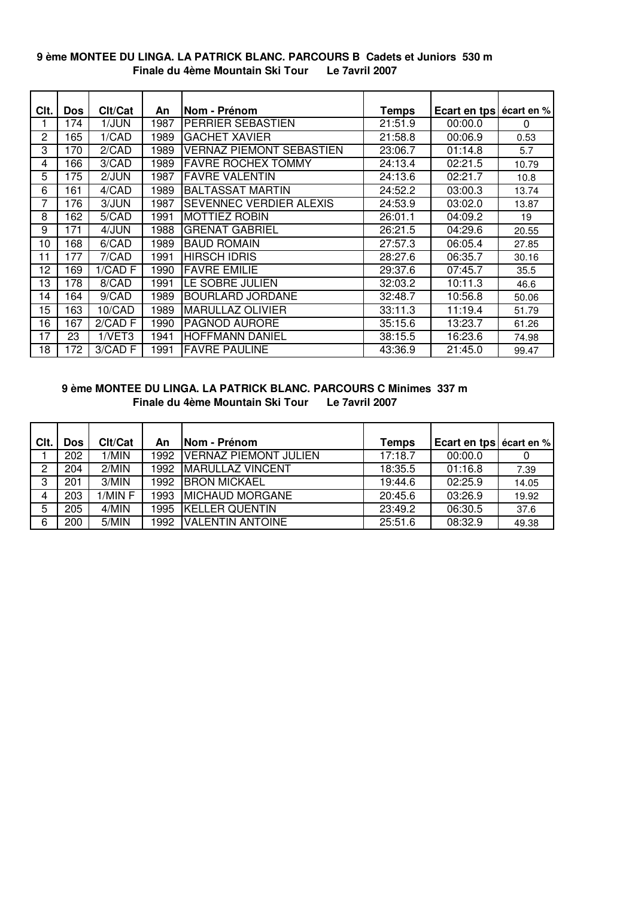**9 ème MONTEE DU LINGA. LA PATRICK BLANC. PARCOURS B Cadets et Juniors 530 m**
**Finale du 4ème Mountain Ski Tour Le 7avril 2007**

| Clt. | Dos | Clt/Cat | An | Nom - Prénom | Temps | Ecart en tps | écart en % |
|---|---|---|---|---|---|---|---|
| 1 | 174 | 1/JUN | 1987 | PERRIER SEBASTIEN | 21:51.9 | 00:00.0 | 0 |
| 2 | 165 | 1/CAD | 1989 | GACHET XAVIER | 21:58.8 | 00:06.9 | 0.53 |
| 3 | 170 | 2/CAD | 1989 | VERNAZ PIEMONT SEBASTIEN | 23:06.7 | 01:14.8 | 5.7 |
| 4 | 166 | 3/CAD | 1989 | FAVRE ROCHEX TOMMY | 24:13.4 | 02:21.5 | 10.79 |
| 5 | 175 | 2/JUN | 1987 | FAVRE VALENTIN | 24:13.6 | 02:21.7 | 10.8 |
| 6 | 161 | 4/CAD | 1989 | BALTASSAT MARTIN | 24:52.2 | 03:00.3 | 13.74 |
| 7 | 176 | 3/JUN | 1987 | SEVENNEC VERDIER ALEXIS | 24:53.9 | 03:02.0 | 13.87 |
| 8 | 162 | 5/CAD | 1991 | MOTTIEZ ROBIN | 26:01.1 | 04:09.2 | 19 |
| 9 | 171 | 4/JUN | 1988 | GRENAT GABRIEL | 26:21.5 | 04:29.6 | 20.55 |
| 10 | 168 | 6/CAD | 1989 | BAUD ROMAIN | 27:57.3 | 06:05.4 | 27.85 |
| 11 | 177 | 7/CAD | 1991 | HIRSCH IDRIS | 28:27.6 | 06:35.7 | 30.16 |
| 12 | 169 | 1/CAD F | 1990 | FAVRE EMILIE | 29:37.6 | 07:45.7 | 35.5 |
| 13 | 178 | 8/CAD | 1991 | LE SOBRE JULIEN | 32:03.2 | 10:11.3 | 46.6 |
| 14 | 164 | 9/CAD | 1989 | BOURLARD JORDANE | 32:48.7 | 10:56.8 | 50.06 |
| 15 | 163 | 10/CAD | 1989 | MARULLAZ OLIVIER | 33:11.3 | 11:19.4 | 51.79 |
| 16 | 167 | 2/CAD F | 1990 | PAGNOD AURORE | 35:15.6 | 13:23.7 | 61.26 |
| 17 | 23 | 1/VET3 | 1941 | HOFFMANN DANIEL | 38:15.5 | 16:23.6 | 74.98 |
| 18 | 172 | 3/CAD F | 1991 | FAVRE PAULINE | 43:36.9 | 21:45.0 | 99.47 |

**9 ème MONTEE DU LINGA. LA PATRICK BLANC. PARCOURS C Minimes 337 m**
**Finale du 4ème Mountain Ski Tour Le 7avril 2007**

| Clt. | Dos | Clt/Cat | An | Nom - Prénom | Temps | Ecart en tps | écart en % |
|---|---|---|---|---|---|---|---|
| 1 | 202 | 1/MIN | 1992 | VERNAZ PIEMONT JULIEN | 17:18.7 | 00:00.0 | 0 |
| 2 | 204 | 2/MIN | 1992 | MARULLAZ VINCENT | 18:35.5 | 01:16.8 | 7.39 |
| 3 | 201 | 3/MIN | 1992 | BRON MICKAEL | 19:44.6 | 02:25.9 | 14.05 |
| 4 | 203 | 1/MIN F | 1993 | MICHAUD MORGANE | 20:45.6 | 03:26.9 | 19.92 |
| 5 | 205 | 4/MIN | 1995 | KELLER QUENTIN | 23:49.2 | 06:30.5 | 37.6 |
| 6 | 200 | 5/MIN | 1992 | VALENTIN ANTOINE | 25:51.6 | 08:32.9 | 49.38 |